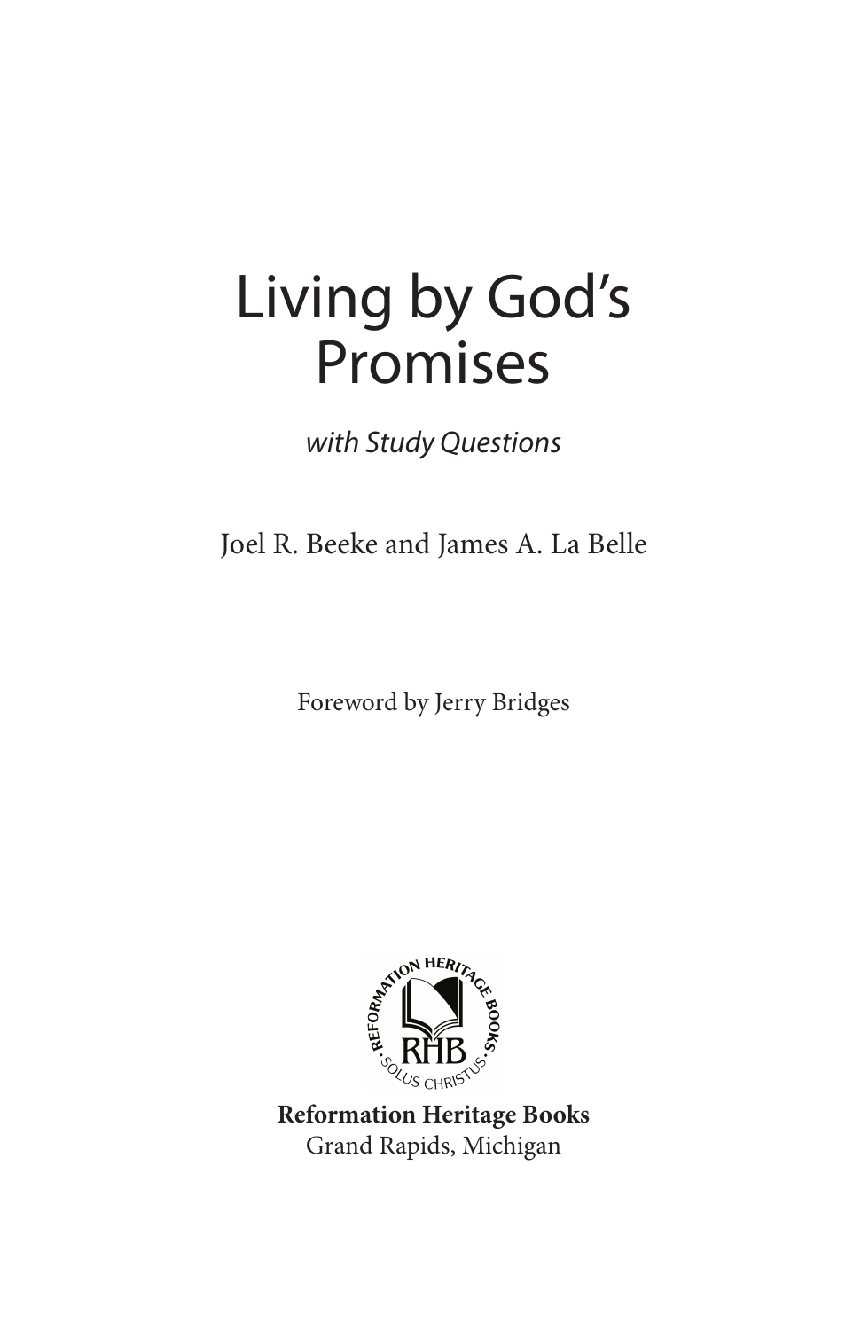# Living by God's Promises

*with Study Questions*

Joel R. Beeke and James A. La Belle

Foreword by Jerry Bridges

**Reformation Heritage Books**
Grand Rapids, Michigan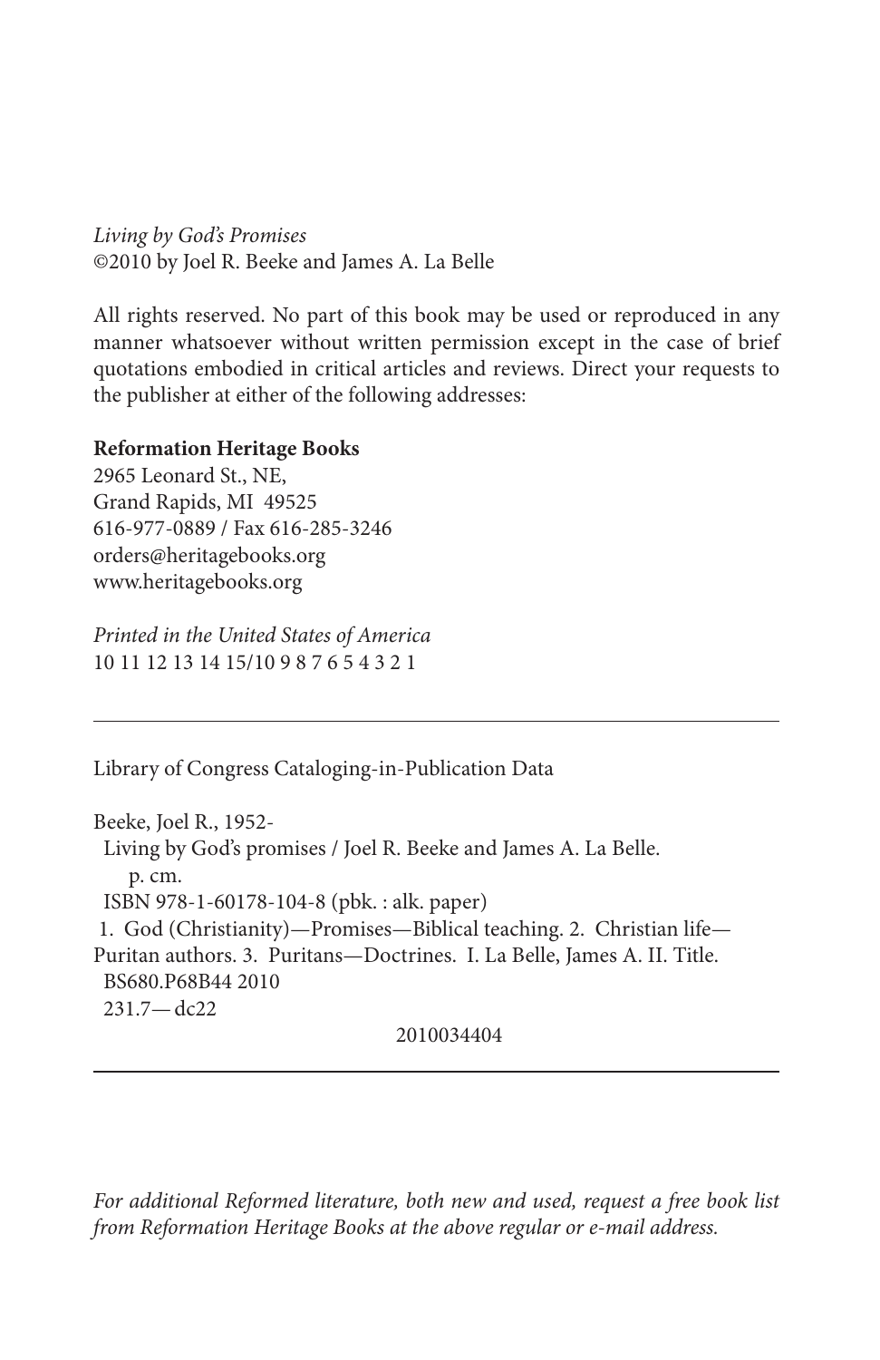*Living by God's Promises*
©2010 by Joel R. Beeke and James A. La Belle

All rights reserved. No part of this book may be used or reproduced in any manner whatsoever without written permission except in the case of brief quotations embodied in critical articles and reviews. Direct your requests to the publisher at either of the following addresses:

**Reformation Heritage Books**
2965 Leonard St., NE,
Grand Rapids, MI 49525
616-977-0889 / Fax 616-285-3246
orders@heritagebooks.org
www.heritagebooks.org

*Printed in the United States of America*
10 11 12 13 14 15/10 9 8 7 6 5 4 3 2 1

---

Library of Congress Cataloging-in-Publication Data

Beeke, Joel R., 1952-
Living by God's promises / Joel R. Beeke and James A. La Belle.
p. cm.
ISBN 978-1-60178-104-8 (pbk. : alk. paper)
1. God (Christianity)—Promises—Biblical teaching. 2. Christian life—Puritan authors. 3. Puritans—Doctrines. I. La Belle, James A. II. Title.
BS680.P68B44 2010
231.7—dc22

2010034404

---

*For additional Reformed literature, both new and used, request a free book list from Reformation Heritage Books at the above regular or e-mail address.*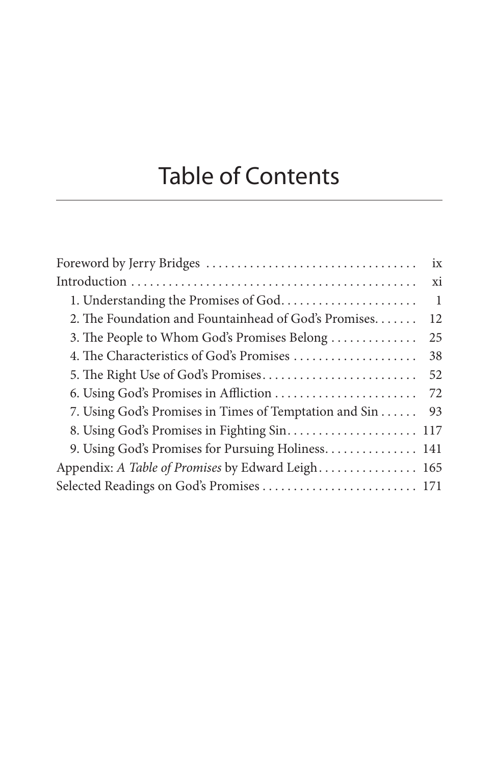# Table of Contents

- Foreword by Jerry Bridges .......... ix
- Introduction .......... xi
  1. Understanding the Promises of God .......... 1
  2. The Foundation and Fountainhead of God's Promises .......... 12
  3. The People to Whom God's Promises Belong .......... 25
  4. The Characteristics of God's Promises .......... 38
  5. The Right Use of God's Promises .......... 52
  6. Using God's Promises in Affliction .......... 72
  7. Using God's Promises in Times of Temptation and Sin .......... 93
  8. Using God's Promises in Fighting Sin .......... 117
  9. Using God's Promises for Pursuing Holiness .......... 141
- Appendix: *A Table of Promises* by Edward Leigh .......... 165
- Selected Readings on God's Promises .......... 171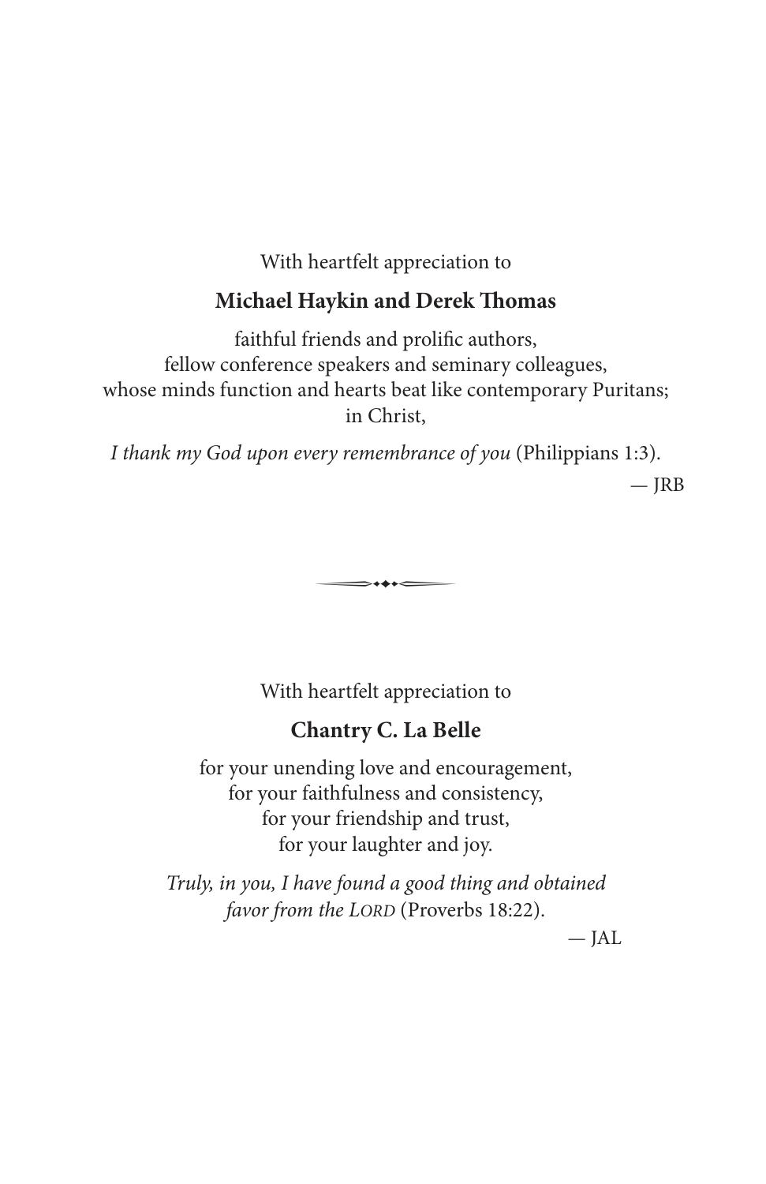With heartfelt appreciation to

**Michael Haykin and Derek Thomas**

faithful friends and prolific authors,
fellow conference speakers and seminary colleagues,
whose minds function and hearts beat like contemporary Puritans;
in Christ,

*I thank my God upon every remembrance of you* (Philippians 1:3).

— JRB

---

With heartfelt appreciation to

**Chantry C. La Belle**

for your unending love and encouragement,
for your faithfulness and consistency,
for your friendship and trust,
for your laughter and joy.

*Truly, in you, I have found a good thing and obtained favor from the LORD* (Proverbs 18:22).

— JAL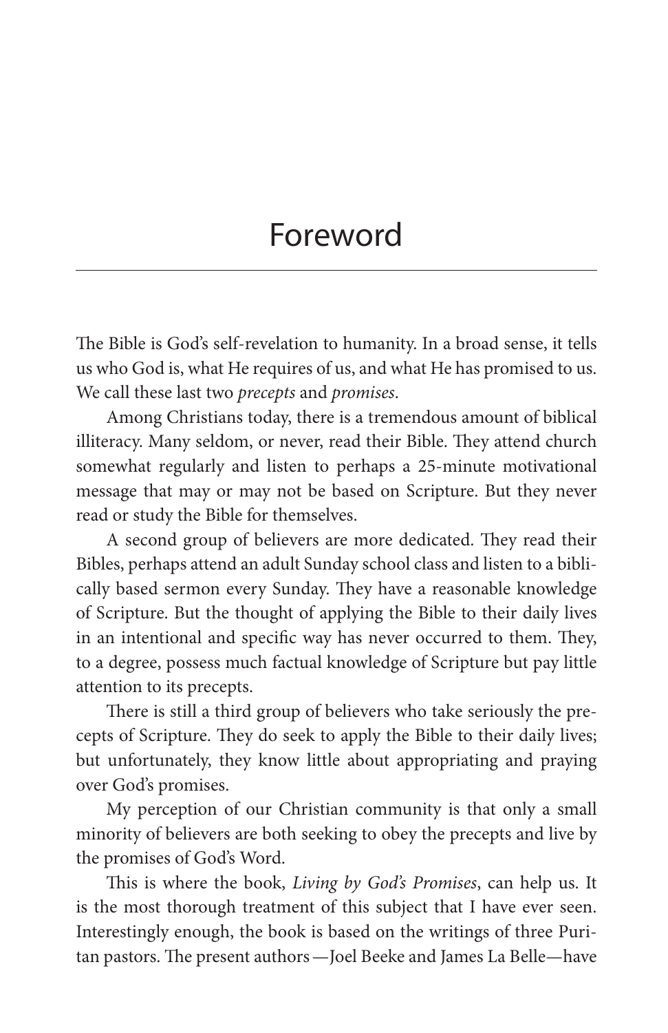# Foreword

The Bible is God's self-revelation to humanity. In a broad sense, it tells us who God is, what He requires of us, and what He has promised to us. We call these last two *precepts* and *promises*.

Among Christians today, there is a tremendous amount of biblical illiteracy. Many seldom, or never, read their Bible. They attend church somewhat regularly and listen to perhaps a 25-minute motivational message that may or may not be based on Scripture. But they never read or study the Bible for themselves.

A second group of believers are more dedicated. They read their Bibles, perhaps attend an adult Sunday school class and listen to a biblically based sermon every Sunday. They have a reasonable knowledge of Scripture. But the thought of applying the Bible to their daily lives in an intentional and specific way has never occurred to them. They, to a degree, possess much factual knowledge of Scripture but pay little attention to its precepts.

There is still a third group of believers who take seriously the precepts of Scripture. They do seek to apply the Bible to their daily lives; but unfortunately, they know little about appropriating and praying over God's promises.

My perception of our Christian community is that only a small minority of believers are both seeking to obey the precepts and live by the promises of God's Word.

This is where the book, *Living by God's Promises*, can help us. It is the most thorough treatment of this subject that I have ever seen. Interestingly enough, the book is based on the writings of three Puritan pastors. The present authors—Joel Beeke and James La Belle—have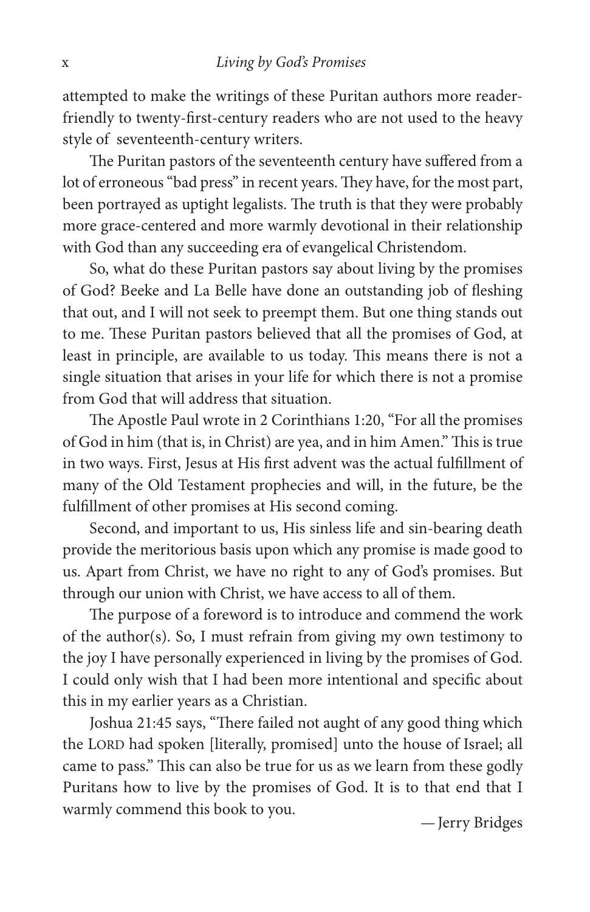attempted to make the writings of these Puritan authors more reader-friendly to twenty-first-century readers who are not used to the heavy style of seventeenth-century writers.

The Puritan pastors of the seventeenth century have suffered from a lot of erroneous "bad press" in recent years. They have, for the most part, been portrayed as uptight legalists. The truth is that they were probably more grace-centered and more warmly devotional in their relationship with God than any succeeding era of evangelical Christendom.

So, what do these Puritan pastors say about living by the promises of God? Beeke and La Belle have done an outstanding job of fleshing that out, and I will not seek to preempt them. But one thing stands out to me. These Puritan pastors believed that all the promises of God, at least in principle, are available to us today. This means there is not a single situation that arises in your life for which there is not a promise from God that will address that situation.

The Apostle Paul wrote in 2 Corinthians 1:20, "For all the promises of God in him (that is, in Christ) are yea, and in him Amen." This is true in two ways. First, Jesus at His first advent was the actual fulfillment of many of the Old Testament prophecies and will, in the future, be the fulfillment of other promises at His second coming.

Second, and important to us, His sinless life and sin-bearing death provide the meritorious basis upon which any promise is made good to us. Apart from Christ, we have no right to any of God's promises. But through our union with Christ, we have access to all of them.

The purpose of a foreword is to introduce and commend the work of the author(s). So, I must refrain from giving my own testimony to the joy I have personally experienced in living by the promises of God. I could only wish that I had been more intentional and specific about this in my earlier years as a Christian.

Joshua 21:45 says, "There failed not aught of any good thing which the LORD had spoken [literally, promised] unto the house of Israel; all came to pass." This can also be true for us as we learn from these godly Puritans how to live by the promises of God. It is to that end that I warmly commend this book to you.

— Jerry Bridges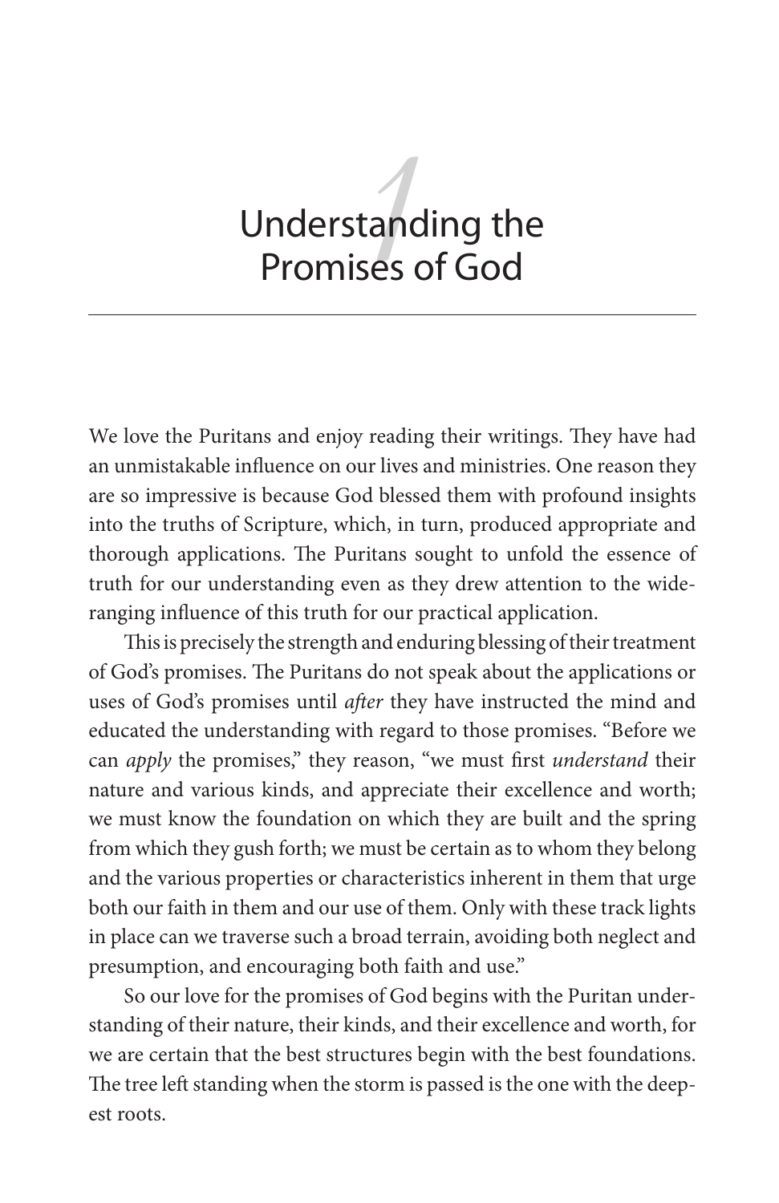# 1 Understanding the Promises of God

We love the Puritans and enjoy reading their writings. They have had an unmistakable influence on our lives and ministries. One reason they are so impressive is because God blessed them with profound insights into the truths of Scripture, which, in turn, produced appropriate and thorough applications. The Puritans sought to unfold the essence of truth for our understanding even as they drew attention to the wide-ranging influence of this truth for our practical application.

This is precisely the strength and enduring blessing of their treatment of God's promises. The Puritans do not speak about the applications or uses of God's promises until *after* they have instructed the mind and educated the understanding with regard to those promises. "Before we can *apply* the promises," they reason, "we must first *understand* their nature and various kinds, and appreciate their excellence and worth; we must know the foundation on which they are built and the spring from which they gush forth; we must be certain as to whom they belong and the various properties or characteristics inherent in them that urge both our faith in them and our use of them. Only with these track lights in place can we traverse such a broad terrain, avoiding both neglect and presumption, and encouraging both faith and use."

So our love for the promises of God begins with the Puritan understanding of their nature, their kinds, and their excellence and worth, for we are certain that the best structures begin with the best foundations. The tree left standing when the storm is passed is the one with the deepest roots.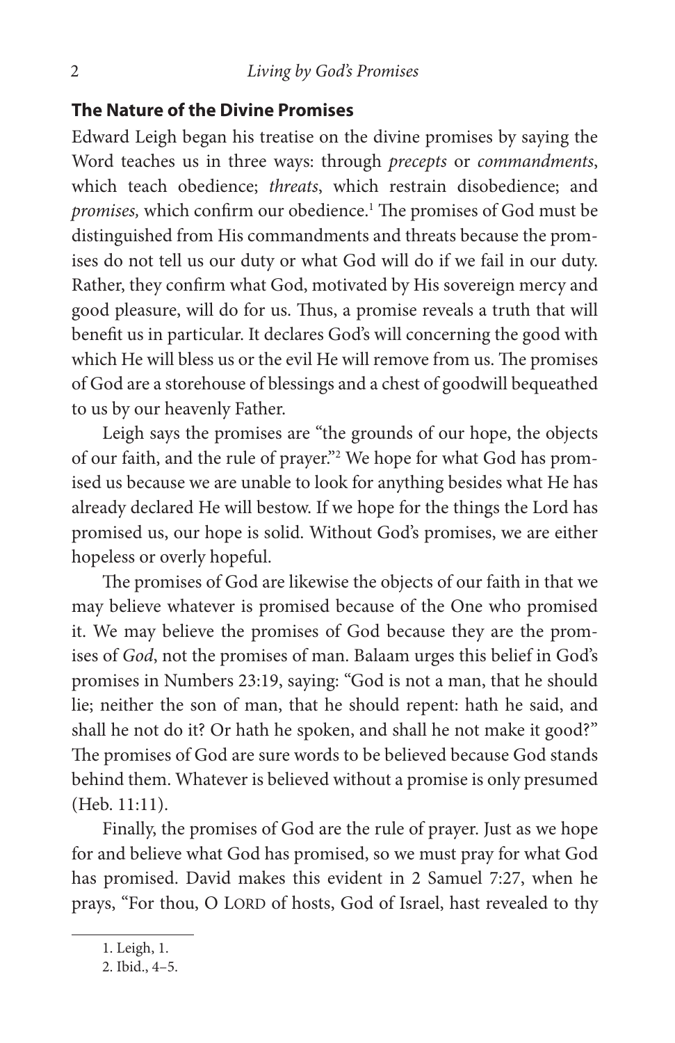## The Nature of the Divine Promises

Edward Leigh began his treatise on the divine promises by saying the Word teaches us in three ways: through *precepts* or *commandments*, which teach obedience; *threats*, which restrain disobedience; and *promises,* which confirm our obedience.[1] The promises of God must be distinguished from His commandments and threats because the promises do not tell us our duty or what God will do if we fail in our duty. Rather, they confirm what God, motivated by His sovereign mercy and good pleasure, will do for us. Thus, a promise reveals a truth that will benefit us in particular. It declares God's will concerning the good with which He will bless us or the evil He will remove from us. The promises of God are a storehouse of blessings and a chest of goodwill bequeathed to us by our heavenly Father.

Leigh says the promises are "the grounds of our hope, the objects of our faith, and the rule of prayer."[2] We hope for what God has promised us because we are unable to look for anything besides what He has already declared He will bestow. If we hope for the things the Lord has promised us, our hope is solid. Without God's promises, we are either hopeless or overly hopeful.

The promises of God are likewise the objects of our faith in that we may believe whatever is promised because of the One who promised it. We may believe the promises of God because they are the promises of *God*, not the promises of man. Balaam urges this belief in God's promises in Numbers 23:19, saying: "God is not a man, that he should lie; neither the son of man, that he should repent: hath he said, and shall he not do it? Or hath he spoken, and shall he not make it good?" The promises of God are sure words to be believed because God stands behind them. Whatever is believed without a promise is only presumed (Heb. 11:11).

Finally, the promises of God are the rule of prayer. Just as we hope for and believe what God has promised, so we must pray for what God has promised. David makes this evident in 2 Samuel 7:27, when he prays, "For thou, O LORD of hosts, God of Israel, hast revealed to thy

1. Leigh, 1.

2. Ibid., 4–5.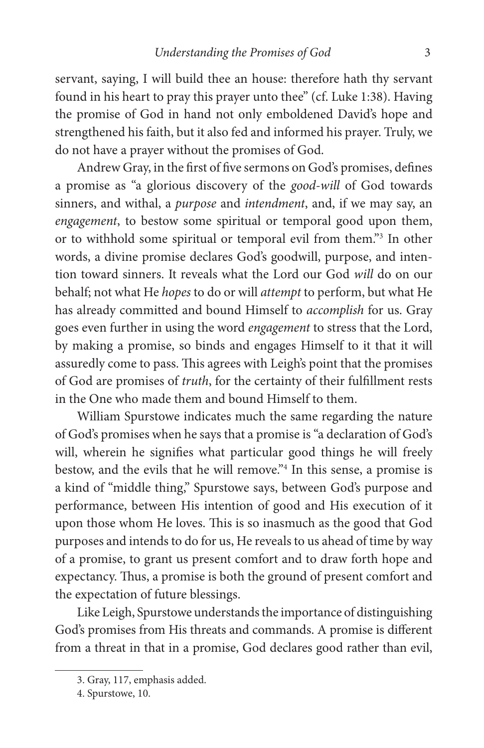servant, saying, I will build thee an house: therefore hath thy servant found in his heart to pray this prayer unto thee" (cf. Luke 1:38). Having the promise of God in hand not only emboldened David's hope and strengthened his faith, but it also fed and informed his prayer. Truly, we do not have a prayer without the promises of God.

Andrew Gray, in the first of five sermons on God's promises, defines a promise as "a glorious discovery of the *good-will* of God towards sinners, and withal, a *purpose* and *intendment*, and, if we may say, an *engagement*, to bestow some spiritual or temporal good upon them, or to withhold some spiritual or temporal evil from them."[3] In other words, a divine promise declares God's goodwill, purpose, and intention toward sinners. It reveals what the Lord our God *will* do on our behalf; not what He *hopes* to do or will *attempt* to perform, but what He has already committed and bound Himself to *accomplish* for us. Gray goes even further in using the word *engagement* to stress that the Lord, by making a promise, so binds and engages Himself to it that it will assuredly come to pass. This agrees with Leigh's point that the promises of God are promises of *truth*, for the certainty of their fulfillment rests in the One who made them and bound Himself to them.

William Spurstowe indicates much the same regarding the nature of God's promises when he says that a promise is "a declaration of God's will, wherein he signifies what particular good things he will freely bestow, and the evils that he will remove."[4] In this sense, a promise is a kind of "middle thing," Spurstowe says, between God's purpose and performance, between His intention of good and His execution of it upon those whom He loves. This is so inasmuch as the good that God purposes and intends to do for us, He reveals to us ahead of time by way of a promise, to grant us present comfort and to draw forth hope and expectancy. Thus, a promise is both the ground of present comfort and the expectation of future blessings.

Like Leigh, Spurstowe understands the importance of distinguishing God's promises from His threats and commands. A promise is different from a threat in that in a promise, God declares good rather than evil,

---

3. Gray, 117, emphasis added.

4. Spurstowe, 10.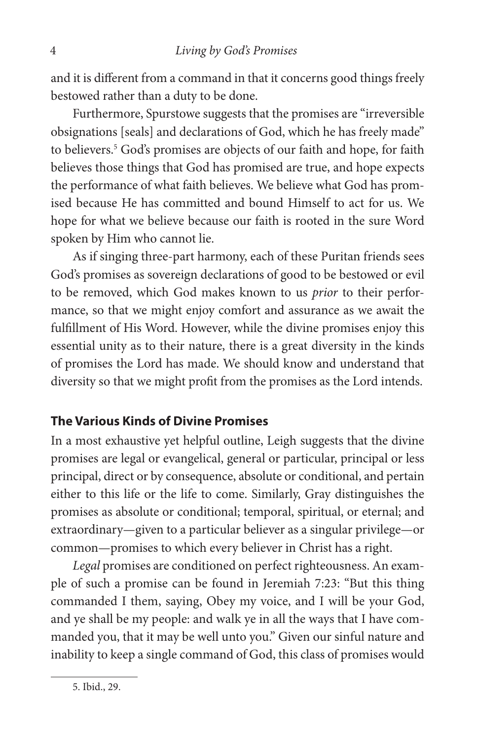and it is different from a command in that it concerns good things freely bestowed rather than a duty to be done.

Furthermore, Spurstowe suggests that the promises are "irreversible obsignations [seals] and declarations of God, which he has freely made" to believers.[5] God's promises are objects of our faith and hope, for faith believes those things that God has promised are true, and hope expects the performance of what faith believes. We believe what God has promised because He has committed and bound Himself to act for us. We hope for what we believe because our faith is rooted in the sure Word spoken by Him who cannot lie.

As if singing three-part harmony, each of these Puritan friends sees God's promises as sovereign declarations of good to be bestowed or evil to be removed, which God makes known to us *prior* to their performance, so that we might enjoy comfort and assurance as we await the fulfillment of His Word. However, while the divine promises enjoy this essential unity as to their nature, there is a great diversity in the kinds of promises the Lord has made. We should know and understand that diversity so that we might profit from the promises as the Lord intends.

## The Various Kinds of Divine Promises

In a most exhaustive yet helpful outline, Leigh suggests that the divine promises are legal or evangelical, general or particular, principal or less principal, direct or by consequence, absolute or conditional, and pertain either to this life or the life to come. Similarly, Gray distinguishes the promises as absolute or conditional; temporal, spiritual, or eternal; and extraordinary—given to a particular believer as a singular privilege—or common—promises to which every believer in Christ has a right.

*Legal* promises are conditioned on perfect righteousness. An example of such a promise can be found in Jeremiah 7:23: "But this thing commanded I them, saying, Obey my voice, and I will be your God, and ye shall be my people: and walk ye in all the ways that I have commanded you, that it may be well unto you." Given our sinful nature and inability to keep a single command of God, this class of promises would

5. Ibid., 29.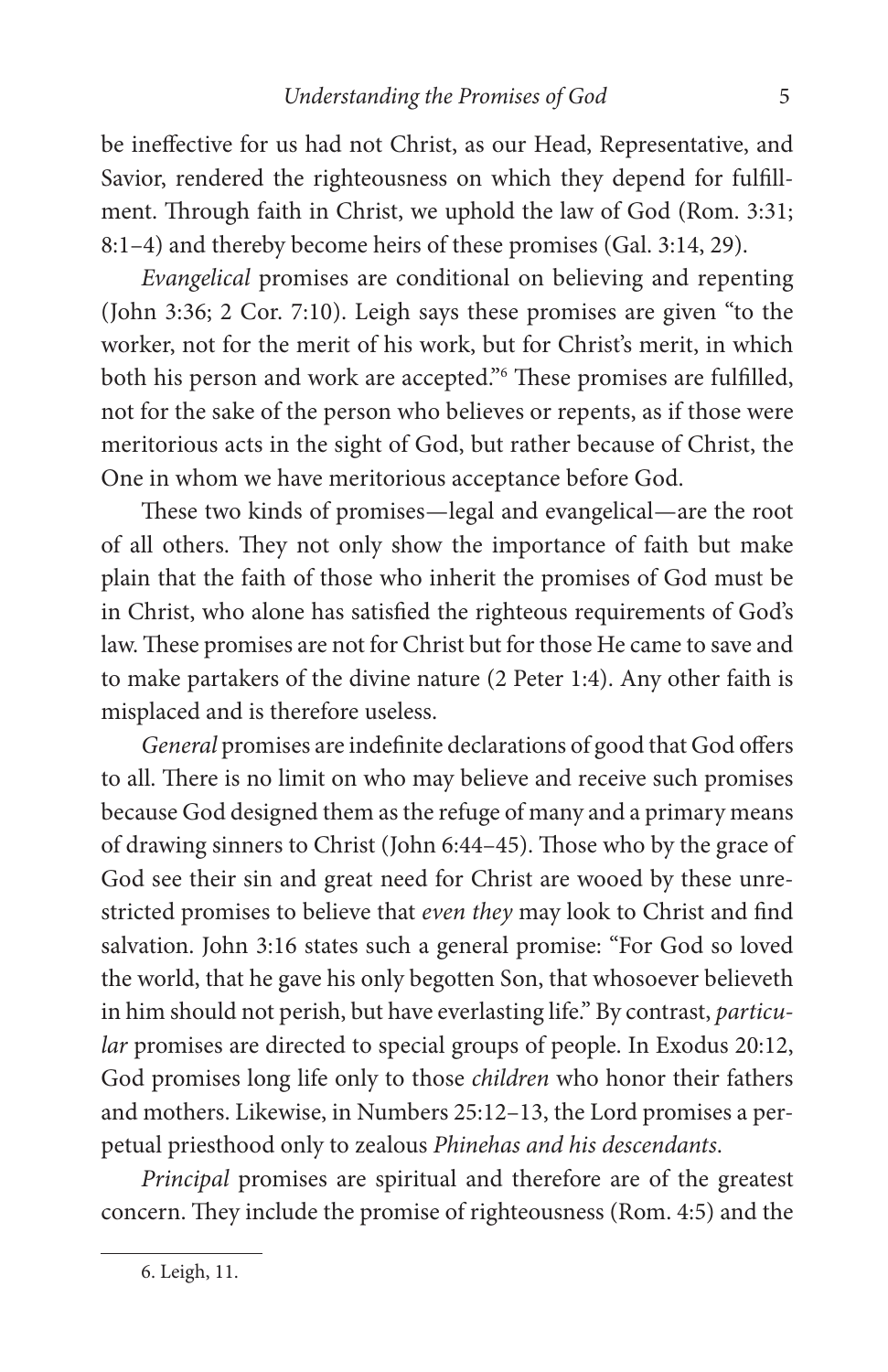be ineffective for us had not Christ, as our Head, Representative, and Savior, rendered the righteousness on which they depend for fulfillment. Through faith in Christ, we uphold the law of God (Rom. 3:31; 8:1–4) and thereby become heirs of these promises (Gal. 3:14, 29).

*Evangelical* promises are conditional on believing and repenting (John 3:36; 2 Cor. 7:10). Leigh says these promises are given "to the worker, not for the merit of his work, but for Christ's merit, in which both his person and work are accepted."[6] These promises are fulfilled, not for the sake of the person who believes or repents, as if those were meritorious acts in the sight of God, but rather because of Christ, the One in whom we have meritorious acceptance before God.

These two kinds of promises—legal and evangelical—are the root of all others. They not only show the importance of faith but make plain that the faith of those who inherit the promises of God must be in Christ, who alone has satisfied the righteous requirements of God's law. These promises are not for Christ but for those He came to save and to make partakers of the divine nature (2 Peter 1:4). Any other faith is misplaced and is therefore useless.

*General* promises are indefinite declarations of good that God offers to all. There is no limit on who may believe and receive such promises because God designed them as the refuge of many and a primary means of drawing sinners to Christ (John 6:44–45). Those who by the grace of God see their sin and great need for Christ are wooed by these unrestricted promises to believe that *even they* may look to Christ and find salvation. John 3:16 states such a general promise: "For God so loved the world, that he gave his only begotten Son, that whosoever believeth in him should not perish, but have everlasting life." By contrast, *particular* promises are directed to special groups of people. In Exodus 20:12, God promises long life only to those *children* who honor their fathers and mothers. Likewise, in Numbers 25:12–13, the Lord promises a perpetual priesthood only to zealous *Phinehas and his descendants*.

*Principal* promises are spiritual and therefore are of the greatest concern. They include the promise of righteousness (Rom. 4:5) and the

6. Leigh, 11.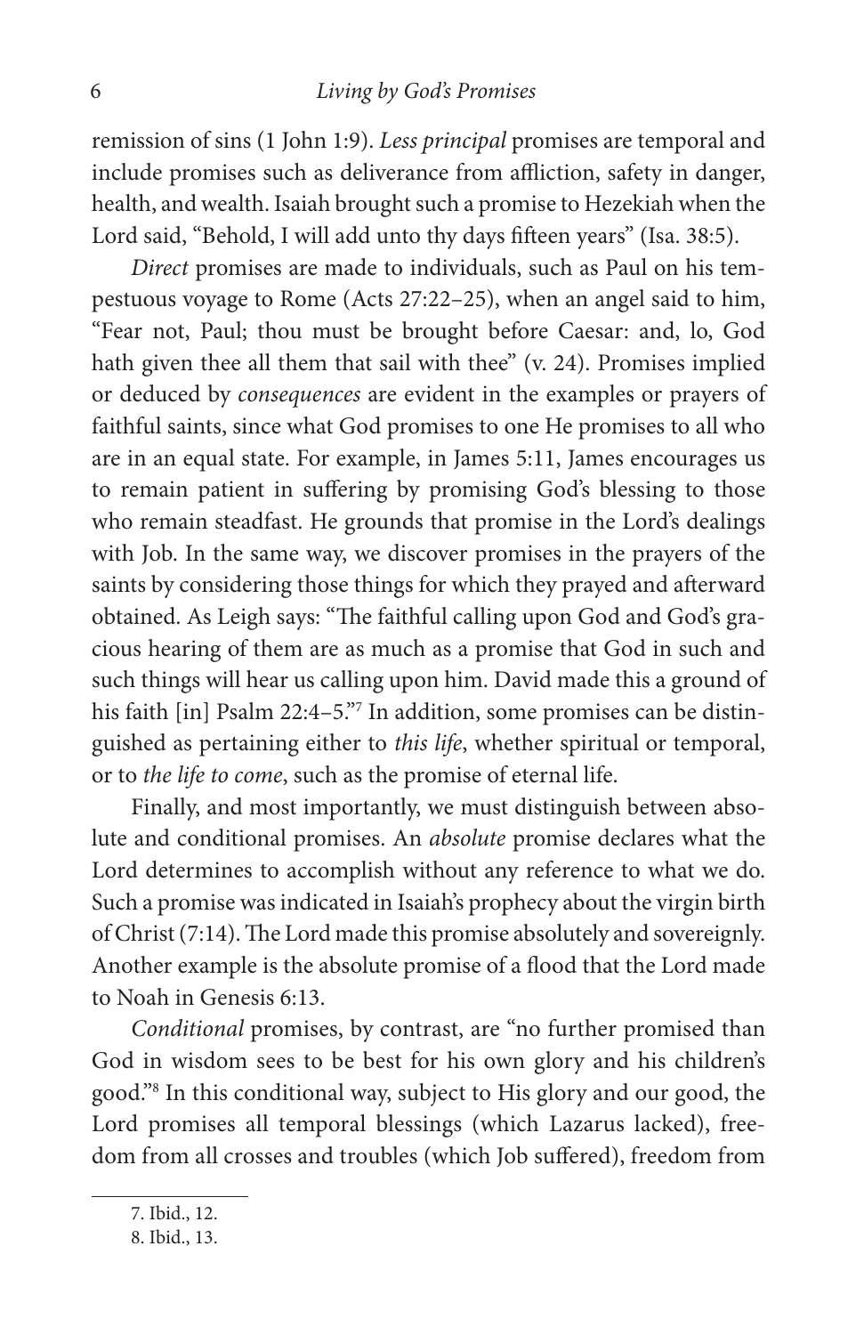remission of sins (1 John 1:9). *Less principal* promises are temporal and include promises such as deliverance from affliction, safety in danger, health, and wealth. Isaiah brought such a promise to Hezekiah when the Lord said, "Behold, I will add unto thy days fifteen years" (Isa. 38:5).

*Direct* promises are made to individuals, such as Paul on his tempestuous voyage to Rome (Acts 27:22–25), when an angel said to him, "Fear not, Paul; thou must be brought before Caesar: and, lo, God hath given thee all them that sail with thee" (v. 24). Promises implied or deduced by *consequences* are evident in the examples or prayers of faithful saints, since what God promises to one He promises to all who are in an equal state. For example, in James 5:11, James encourages us to remain patient in suffering by promising God's blessing to those who remain steadfast. He grounds that promise in the Lord's dealings with Job. In the same way, we discover promises in the prayers of the saints by considering those things for which they prayed and afterward obtained. As Leigh says: "The faithful calling upon God and God's gracious hearing of them are as much as a promise that God in such and such things will hear us calling upon him. David made this a ground of his faith [in] Psalm 22:4–5."[7] In addition, some promises can be distinguished as pertaining either to *this life*, whether spiritual or temporal, or to *the life to come*, such as the promise of eternal life.

Finally, and most importantly, we must distinguish between absolute and conditional promises. An *absolute* promise declares what the Lord determines to accomplish without any reference to what we do. Such a promise was indicated in Isaiah's prophecy about the virgin birth of Christ (7:14). The Lord made this promise absolutely and sovereignly. Another example is the absolute promise of a flood that the Lord made to Noah in Genesis 6:13.

*Conditional* promises, by contrast, are "no further promised than God in wisdom sees to be best for his own glory and his children's good."[8] In this conditional way, subject to His glory and our good, the Lord promises all temporal blessings (which Lazarus lacked), freedom from all crosses and troubles (which Job suffered), freedom from

---

7. Ibid., 12.
8. Ibid., 13.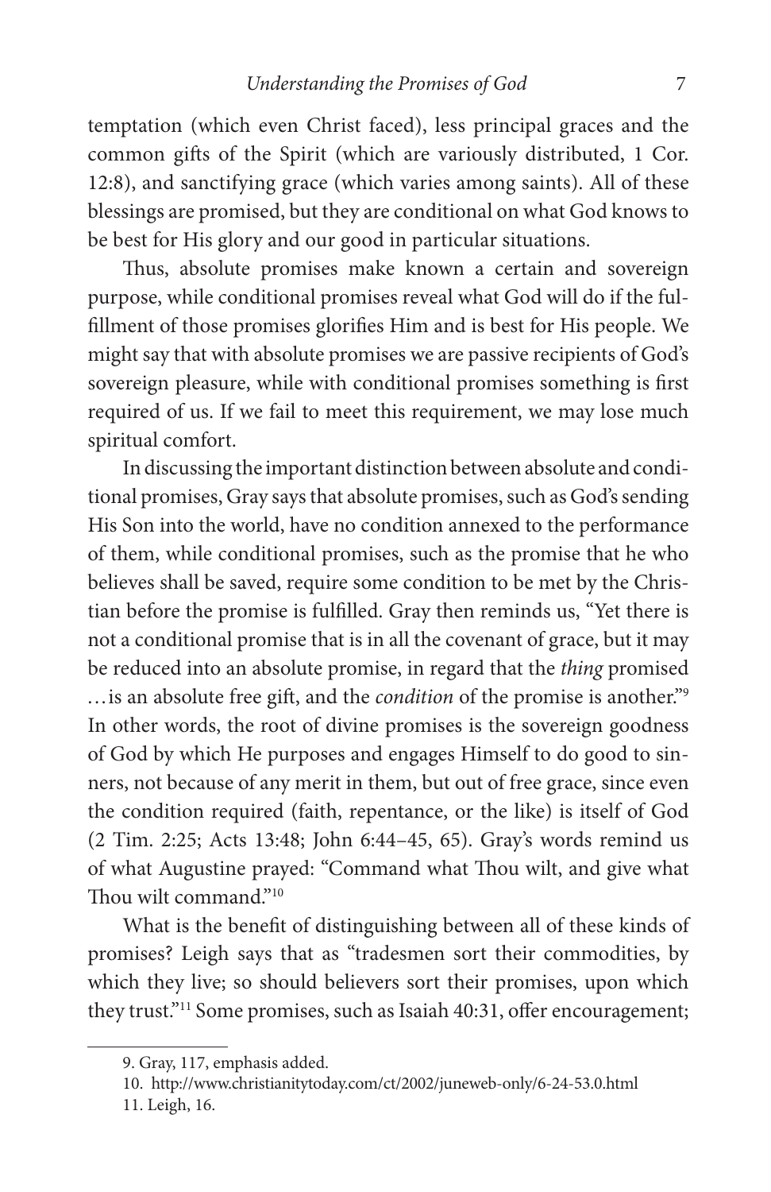temptation (which even Christ faced), less principal graces and the common gifts of the Spirit (which are variously distributed, 1 Cor. 12:8), and sanctifying grace (which varies among saints). All of these blessings are promised, but they are conditional on what God knows to be best for His glory and our good in particular situations.

Thus, absolute promises make known a certain and sovereign purpose, while conditional promises reveal what God will do if the fulfillment of those promises glorifies Him and is best for His people. We might say that with absolute promises we are passive recipients of God's sovereign pleasure, while with conditional promises something is first required of us. If we fail to meet this requirement, we may lose much spiritual comfort.

In discussing the important distinction between absolute and conditional promises, Gray says that absolute promises, such as God's sending His Son into the world, have no condition annexed to the performance of them, while conditional promises, such as the promise that he who believes shall be saved, require some condition to be met by the Christian before the promise is fulfilled. Gray then reminds us, "Yet there is not a conditional promise that is in all the covenant of grace, but it may be reduced into an absolute promise, in regard that the *thing* promised …is an absolute free gift, and the *condition* of the promise is another."[9] In other words, the root of divine promises is the sovereign goodness of God by which He purposes and engages Himself to do good to sinners, not because of any merit in them, but out of free grace, since even the condition required (faith, repentance, or the like) is itself of God (2 Tim. 2:25; Acts 13:48; John 6:44–45, 65). Gray's words remind us of what Augustine prayed: "Command what Thou wilt, and give what Thou wilt command."[10]

What is the benefit of distinguishing between all of these kinds of promises? Leigh says that as "tradesmen sort their commodities, by which they live; so should believers sort their promises, upon which they trust."[11] Some promises, such as Isaiah 40:31, offer encouragement;

---

9. Gray, 117, emphasis added.

10. http://www.christianitytoday.com/ct/2002/juneweb-only/6-24-53.0.html

11. Leigh, 16.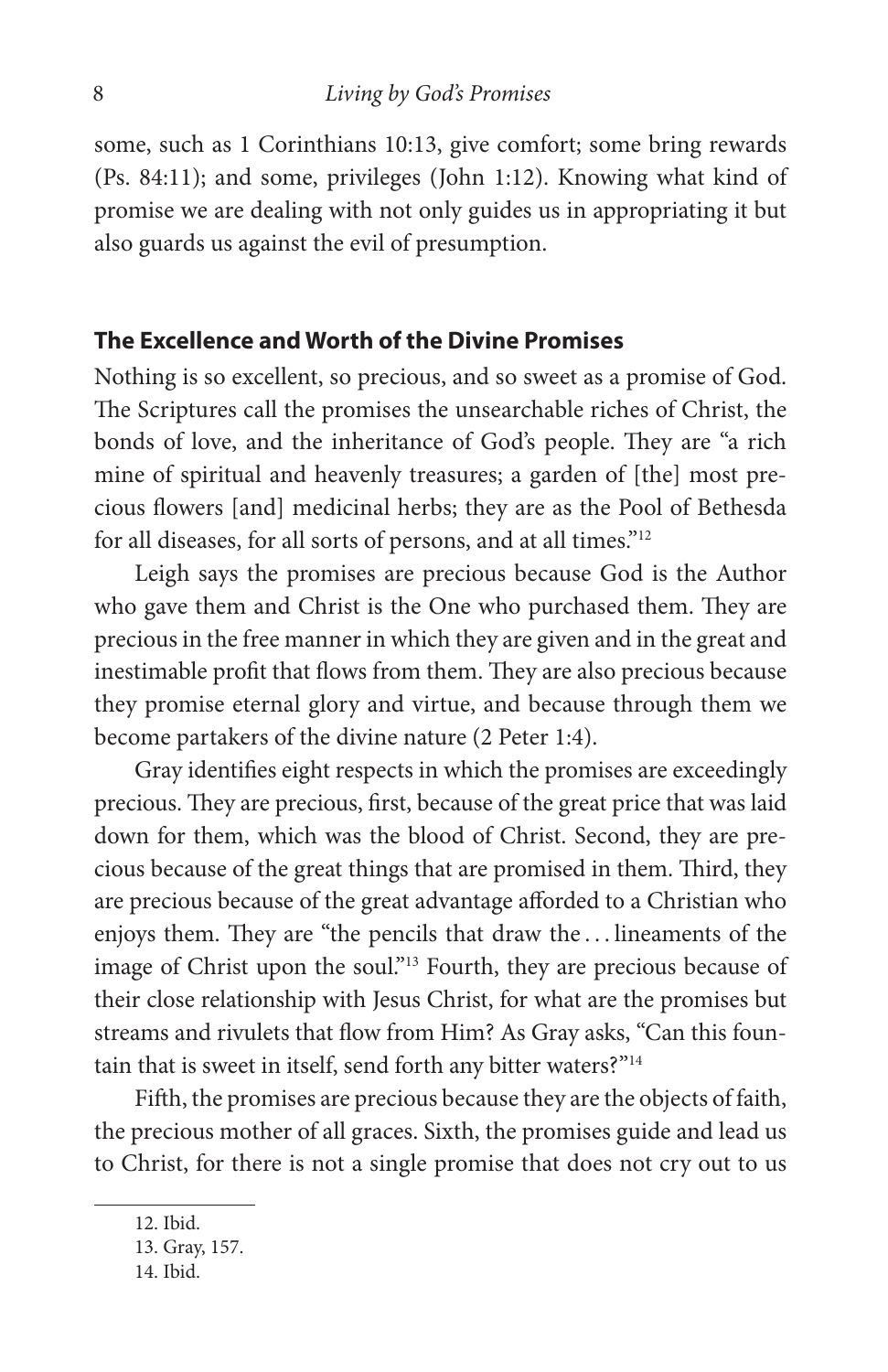some, such as 1 Corinthians 10:13, give comfort; some bring rewards (Ps. 84:11); and some, privileges (John 1:12). Knowing what kind of promise we are dealing with not only guides us in appropriating it but also guards us against the evil of presumption.

## The Excellence and Worth of the Divine Promises

Nothing is so excellent, so precious, and so sweet as a promise of God. The Scriptures call the promises the unsearchable riches of Christ, the bonds of love, and the inheritance of God's people. They are "a rich mine of spiritual and heavenly treasures; a garden of [the] most precious flowers [and] medicinal herbs; they are as the Pool of Bethesda for all diseases, for all sorts of persons, and at all times."[12]

Leigh says the promises are precious because God is the Author who gave them and Christ is the One who purchased them. They are precious in the free manner in which they are given and in the great and inestimable profit that flows from them. They are also precious because they promise eternal glory and virtue, and because through them we become partakers of the divine nature (2 Peter 1:4).

Gray identifies eight respects in which the promises are exceedingly precious. They are precious, first, because of the great price that was laid down for them, which was the blood of Christ. Second, they are precious because of the great things that are promised in them. Third, they are precious because of the great advantage afforded to a Christian who enjoys them. They are "the pencils that draw the . . . lineaments of the image of Christ upon the soul."[13] Fourth, they are precious because of their close relationship with Jesus Christ, for what are the promises but streams and rivulets that flow from Him? As Gray asks, "Can this fountain that is sweet in itself, send forth any bitter waters?"[14]

Fifth, the promises are precious because they are the objects of faith, the precious mother of all graces. Sixth, the promises guide and lead us to Christ, for there is not a single promise that does not cry out to us

12. Ibid.

13. Gray, 157.

14. Ibid.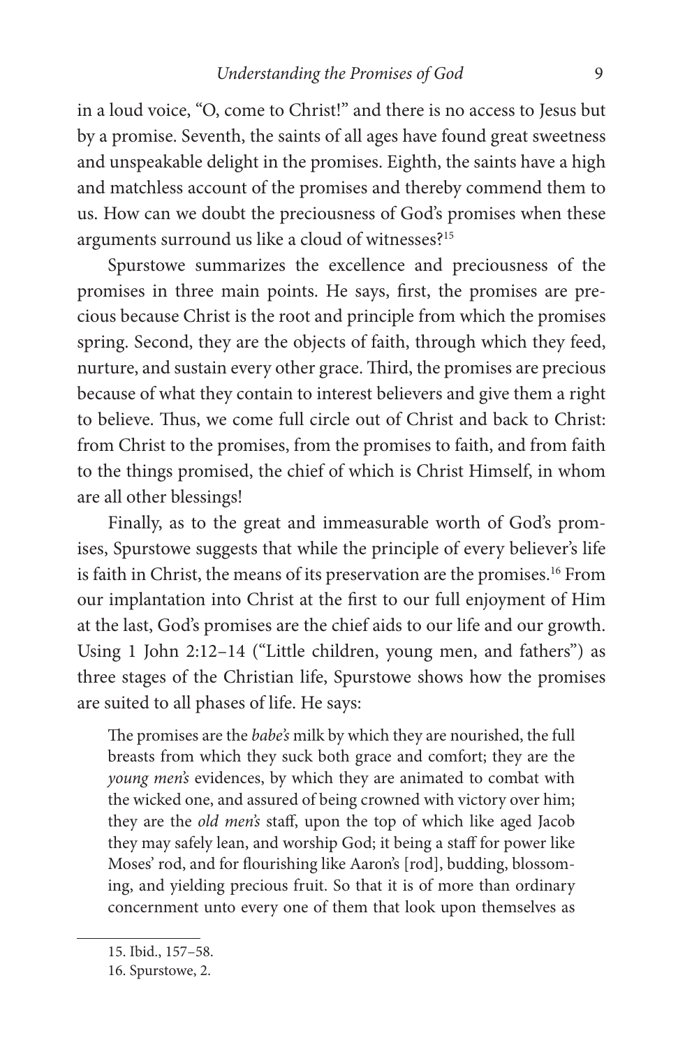in a loud voice, "O, come to Christ!" and there is no access to Jesus but by a promise. Seventh, the saints of all ages have found great sweetness and unspeakable delight in the promises. Eighth, the saints have a high and matchless account of the promises and thereby commend them to us. How can we doubt the preciousness of God's promises when these arguments surround us like a cloud of witnesses?[15]

Spurstowe summarizes the excellence and preciousness of the promises in three main points. He says, first, the promises are precious because Christ is the root and principle from which the promises spring. Second, they are the objects of faith, through which they feed, nurture, and sustain every other grace. Third, the promises are precious because of what they contain to interest believers and give them a right to believe. Thus, we come full circle out of Christ and back to Christ: from Christ to the promises, from the promises to faith, and from faith to the things promised, the chief of which is Christ Himself, in whom are all other blessings!

Finally, as to the great and immeasurable worth of God's promises, Spurstowe suggests that while the principle of every believer's life is faith in Christ, the means of its preservation are the promises.[16] From our implantation into Christ at the first to our full enjoyment of Him at the last, God's promises are the chief aids to our life and our growth. Using 1 John 2:12–14 ("Little children, young men, and fathers") as three stages of the Christian life, Spurstowe shows how the promises are suited to all phases of life. He says:

> The promises are the *babe's* milk by which they are nourished, the full breasts from which they suck both grace and comfort; they are the *young men's* evidences, by which they are animated to combat with the wicked one, and assured of being crowned with victory over him; they are the *old men's* staff, upon the top of which like aged Jacob they may safely lean, and worship God; it being a staff for power like Moses' rod, and for flourishing like Aaron's [rod], budding, blossoming, and yielding precious fruit. So that it is of more than ordinary concernment unto every one of them that look upon themselves as

15. Ibid., 157–58.
16. Spurstowe, 2.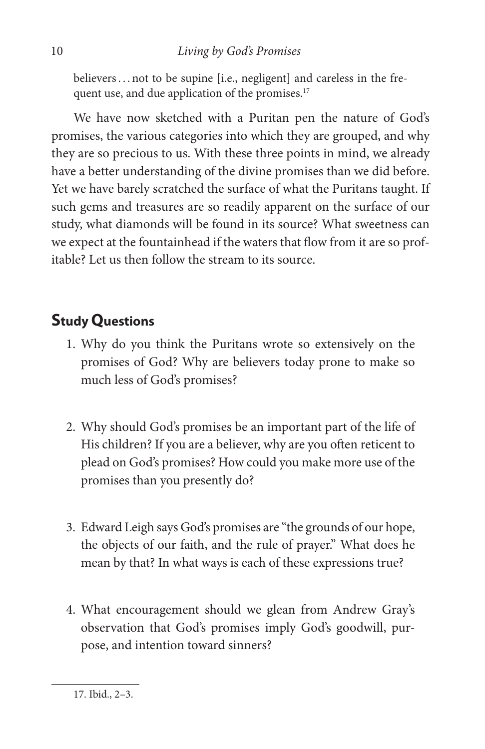believers . . . not to be supine [i.e., negligent] and careless in the frequent use, and due application of the promises.[17]

We have now sketched with a Puritan pen the nature of God's promises, the various categories into which they are grouped, and why they are so precious to us. With these three points in mind, we already have a better understanding of the divine promises than we did before. Yet we have barely scratched the surface of what the Puritans taught. If such gems and treasures are so readily apparent on the surface of our study, what diamonds will be found in its source? What sweetness can we expect at the fountainhead if the waters that flow from it are so profitable? Let us then follow the stream to its source.

## Study Questions

1. Why do you think the Puritans wrote so extensively on the promises of God? Why are believers today prone to make so much less of God's promises?

2. Why should God's promises be an important part of the life of His children? If you are a believer, why are you often reticent to plead on God's promises? How could you make more use of the promises than you presently do?

3. Edward Leigh says God's promises are "the grounds of our hope, the objects of our faith, and the rule of prayer." What does he mean by that? In what ways is each of these expressions true?

4. What encouragement should we glean from Andrew Gray's observation that God's promises imply God's goodwill, purpose, and intention toward sinners?

---

17. Ibid., 2–3.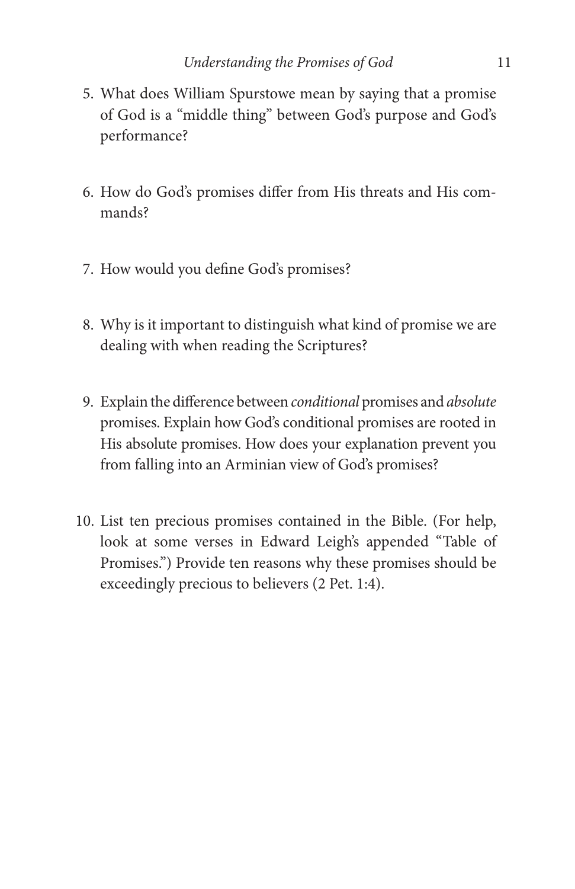5. What does William Spurstowe mean by saying that a promise of God is a “middle thing” between God’s purpose and God’s performance?

6. How do God’s promises differ from His threats and His commands?

7. How would you define God’s promises?

8. Why is it important to distinguish what kind of promise we are dealing with when reading the Scriptures?

9. Explain the difference between *conditional* promises and *absolute* promises. Explain how God’s conditional promises are rooted in His absolute promises. How does your explanation prevent you from falling into an Arminian view of God’s promises?

10. List ten precious promises contained in the Bible. (For help, look at some verses in Edward Leigh’s appended “Table of Promises.”) Provide ten reasons why these promises should be exceedingly precious to believers (2 Pet. 1:4).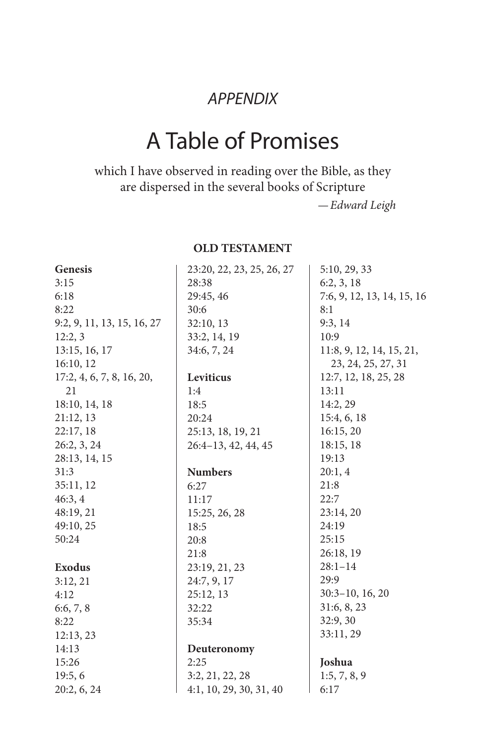*APPENDIX*

# A Table of Promises

which I have observed in reading over the Bible, as they are dispersed in the several books of Scripture

—*Edward Leigh*

## OLD TESTAMENT

**Genesis**
3:15
6:18
8:22
9:2, 9, 11, 13, 15, 16, 27
12:2, 3
13:15, 16, 17
16:10, 12
17:2, 4, 6, 7, 8, 16, 20, 21
18:10, 14, 18
21:12, 13
22:17, 18
26:2, 3, 24
28:13, 14, 15
31:3
35:11, 12
46:3, 4
48:19, 21
49:10, 25
50:24

**Exodus**
3:12, 21
4:12
6:6, 7, 8
8:22
12:13, 23
14:13
15:26
19:5, 6
20:2, 6, 24
23:20, 22, 23, 25, 26, 27
28:38
29:45, 46
30:6
32:10, 13
33:2, 14, 19
34:6, 7, 24

**Leviticus**
1:4
18:5
20:24
25:13, 18, 19, 21
26:4–13, 42, 44, 45

**Numbers**
6:27
11:17
15:25, 26, 28
18:5
20:8
21:8
23:19, 21, 23
24:7, 9, 17
25:12, 13
32:22
35:34

**Deuteronomy**
2:25
3:2, 21, 22, 28
4:1, 10, 29, 30, 31, 40
5:10, 29, 33
6:2, 3, 18
7:6, 9, 12, 13, 14, 15, 16
8:1
9:3, 14
10:9
11:8, 9, 12, 14, 15, 21, 23, 24, 25, 27, 31
12:7, 12, 18, 25, 28
13:11
14:2, 29
15:4, 6, 18
16:15, 20
18:15, 18
19:13
20:1, 4
21:8
22:7
23:14, 20
24:19
25:15
26:18, 19
28:1–14
29:9
30:3–10, 16, 20
31:6, 8, 23
32:9, 30
33:11, 29

**Joshua**
1:5, 7, 8, 9
6:17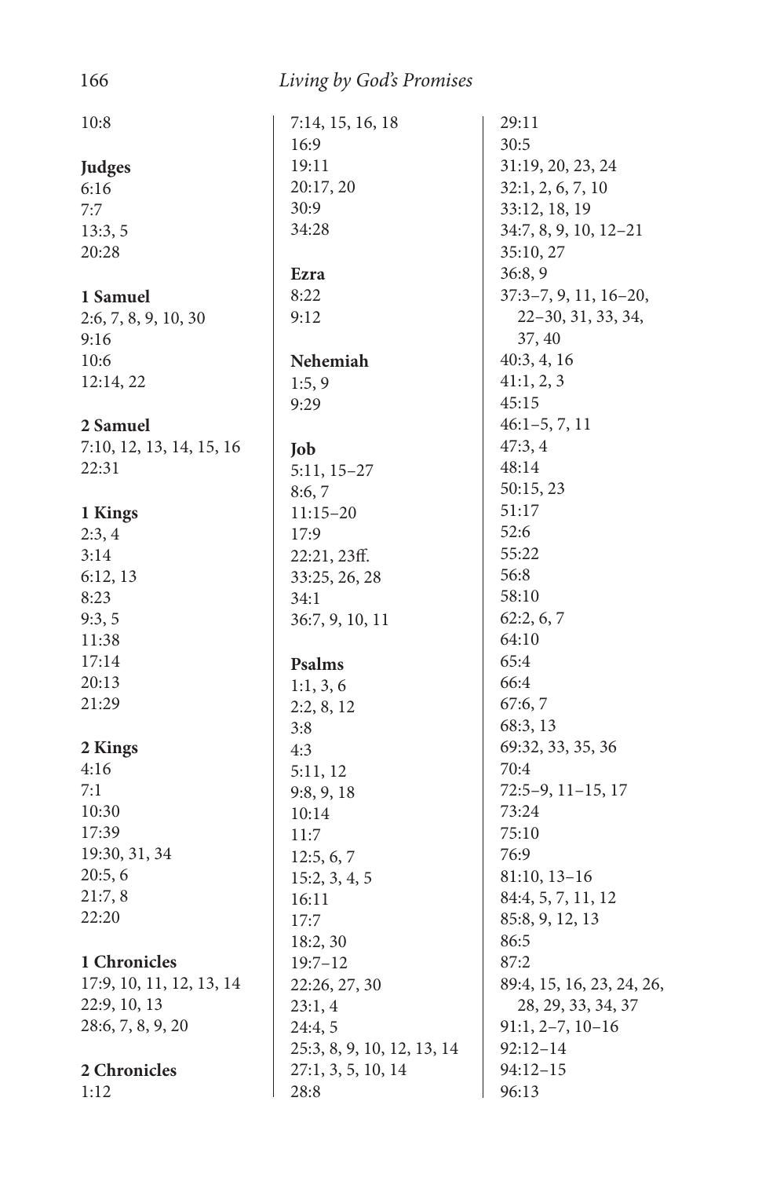10:8

**Judges**
6:16
7:7
13:3, 5
20:28

**1 Samuel**
2:6, 7, 8, 9, 10, 30
9:16
10:6
12:14, 22

**2 Samuel**
7:10, 12, 13, 14, 15, 16
22:31

**1 Kings**
2:3, 4
3:14
6:12, 13
8:23
9:3, 5
11:38
17:14
20:13
21:29

**2 Kings**
4:16
7:1
10:30
17:39
19:30, 31, 34
20:5, 6
21:7, 8
22:20

**1 Chronicles**
17:9, 10, 11, 12, 13, 14
22:9, 10, 13
28:6, 7, 8, 9, 20

**2 Chronicles**
1:12
7:14, 15, 16, 18
16:9
19:11
20:17, 20
30:9
34:28

**Ezra**
8:22
9:12

**Nehemiah**
1:5, 9
9:29

**Job**
5:11, 15–27
8:6, 7
11:15–20
17:9
22:21, 23ff.
33:25, 26, 28
34:1
36:7, 9, 10, 11

**Psalms**
1:1, 3, 6
2:2, 8, 12
3:8
4:3
5:11, 12
9:8, 9, 18
10:14
11:7
12:5, 6, 7
15:2, 3, 4, 5
16:11
17:7
18:2, 30
19:7–12
22:26, 27, 30
23:1, 4
24:4, 5
25:3, 8, 9, 10, 12, 13, 14
27:1, 3, 5, 10, 14
28:8
29:11
30:5
31:19, 20, 23, 24
32:1, 2, 6, 7, 10
33:12, 18, 19
34:7, 8, 9, 10, 12–21
35:10, 27
36:8, 9
37:3–7, 9, 11, 16–20, 22–30, 31, 33, 34, 37, 40
40:3, 4, 16
41:1, 2, 3
45:15
46:1–5, 7, 11
47:3, 4
48:14
50:15, 23
51:17
52:6
55:22
56:8
58:10
62:2, 6, 7
64:10
65:4
66:4
67:6, 7
68:3, 13
69:32, 33, 35, 36
70:4
72:5–9, 11–15, 17
73:24
75:10
76:9
81:10, 13–16
84:4, 5, 7, 11, 12
85:8, 9, 12, 13
86:5
87:2
89:4, 15, 16, 23, 24, 26, 28, 29, 33, 34, 37
91:1, 2–7, 10–16
92:12–14
94:12–15
96:13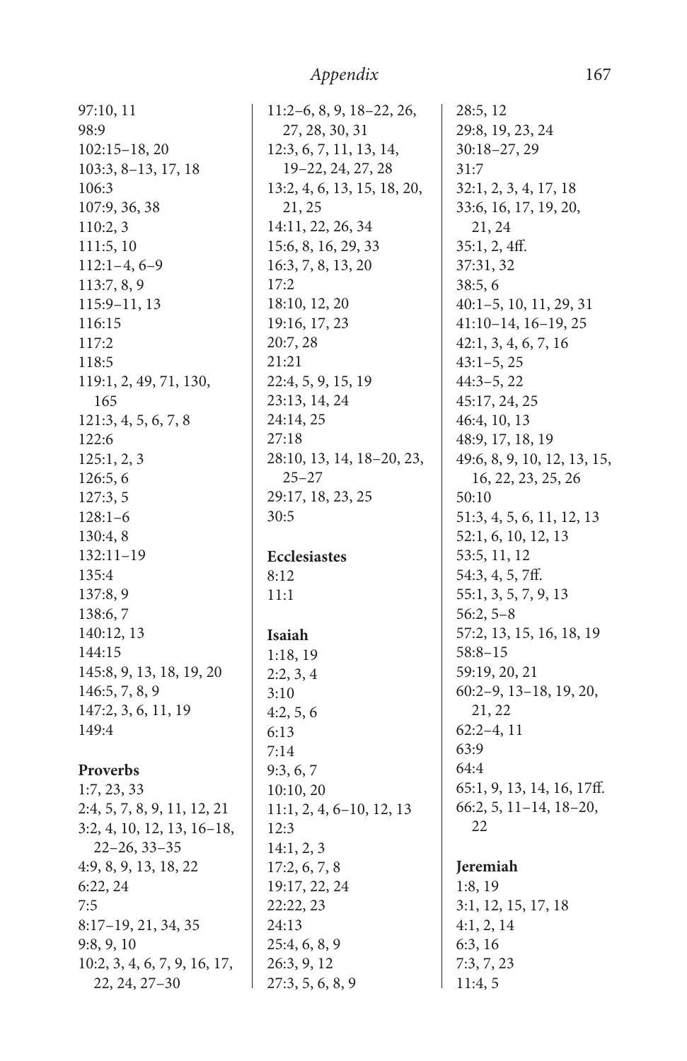97:10, 11
98:9
102:15–18, 20
103:3, 8–13, 17, 18
106:3
107:9, 36, 38
110:2, 3
111:5, 10
112:1–4, 6–9
113:7, 8, 9
115:9–11, 13
116:15
117:2
118:5
119:1, 2, 49, 71, 130, 165
121:3, 4, 5, 6, 7, 8
122:6
125:1, 2, 3
126:5, 6
127:3, 5
128:1–6
130:4, 8
132:11–19
135:4
137:8, 9
138:6, 7
140:12, 13
144:15
145:8, 9, 13, 18, 19, 20
146:5, 7, 8, 9
147:2, 3, 6, 11, 19
149:4

**Proverbs**

1:7, 23, 33
2:4, 5, 7, 8, 9, 11, 12, 21
3:2, 4, 10, 12, 13, 16–18, 22–26, 33–35
4:9, 8, 9, 13, 18, 22
6:22, 24
7:5
8:17–19, 21, 34, 35
9:8, 9, 10
10:2, 3, 4, 6, 7, 9, 16, 17, 22, 24, 27–30
11:2–6, 8, 9, 18–22, 26, 27, 28, 30, 31
12:3, 6, 7, 11, 13, 14, 19–22, 24, 27, 28
13:2, 4, 6, 13, 15, 18, 20, 21, 25
14:11, 22, 26, 34
15:6, 8, 16, 29, 33
16:3, 7, 8, 13, 20
17:2
18:10, 12, 20
19:16, 17, 23
20:7, 28
21:21
22:4, 5, 9, 15, 19
23:13, 14, 24
24:14, 25
27:18
28:10, 13, 14, 18–20, 23, 25–27
29:17, 18, 23, 25
30:5

**Ecclesiastes**

8:12
11:1

**Isaiah**

1:18, 19
2:2, 3, 4
3:10
4:2, 5, 6
6:13
7:14
9:3, 6, 7
10:10, 20
11:1, 2, 4, 6–10, 12, 13
12:3
14:1, 2, 3
17:2, 6, 7, 8
19:17, 22, 24
22:22, 23
24:13
25:4, 6, 8, 9
26:3, 9, 12
27:3, 5, 6, 8, 9
28:5, 12
29:8, 19, 23, 24
30:18–27, 29
31:7
32:1, 2, 3, 4, 17, 18
33:6, 16, 17, 19, 20, 21, 24
35:1, 2, 4ff.
37:31, 32
38:5, 6
40:1–5, 10, 11, 29, 31
41:10–14, 16–19, 25
42:1, 3, 4, 6, 7, 16
43:1–5, 25
44:3–5, 22
45:17, 24, 25
46:4, 10, 13
48:9, 17, 18, 19
49:6, 8, 9, 10, 12, 13, 15, 16, 22, 23, 25, 26
50:10
51:3, 4, 5, 6, 11, 12, 13
52:1, 6, 10, 12, 13
53:5, 11, 12
54:3, 4, 5, 7ff.
55:1, 3, 5, 7, 9, 13
56:2, 5–8
57:2, 13, 15, 16, 18, 19
58:8–15
59:19, 20, 21
60:2–9, 13–18, 19, 20, 21, 22
62:2–4, 11
63:9
64:4
65:1, 9, 13, 14, 16, 17ff.
66:2, 5, 11–14, 18–20, 22

**Jeremiah**

1:8, 19
3:1, 12, 15, 17, 18
4:1, 2, 14
6:3, 16
7:3, 7, 23
11:4, 5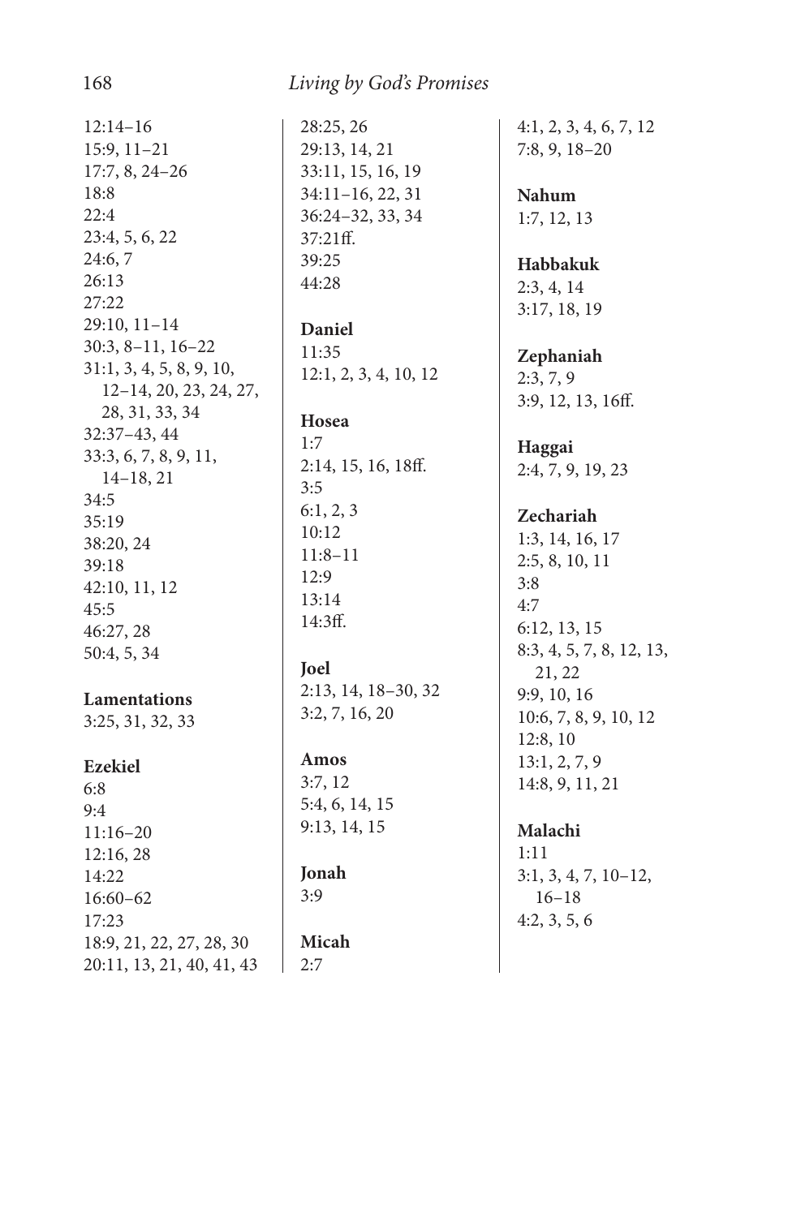12:14–16
15:9, 11–21
17:7, 8, 24–26
18:8
22:4
23:4, 5, 6, 22
24:6, 7
26:13
27:22
29:10, 11–14
30:3, 8–11, 16–22
31:1, 3, 4, 5, 8, 9, 10, 12–14, 20, 23, 24, 27, 28, 31, 33, 34
32:37–43, 44
33:3, 6, 7, 8, 9, 11, 14–18, 21
34:5
35:19
38:20, 24
39:18
42:10, 11, 12
45:5
46:27, 28
50:4, 5, 34

**Lamentations**
3:25, 31, 32, 33

**Ezekiel**
6:8
9:4
11:16–20
12:16, 28
14:22
16:60–62
17:23
18:9, 21, 22, 27, 28, 30
20:11, 13, 21, 40, 41, 43
28:25, 26
29:13, 14, 21
33:11, 15, 16, 19
34:11–16, 22, 31
36:24–32, 33, 34
37:21ff.
39:25
44:28

**Daniel**
11:35
12:1, 2, 3, 4, 10, 12

**Hosea**
1:7
2:14, 15, 16, 18ff.
3:5
6:1, 2, 3
10:12
11:8–11
12:9
13:14
14:3ff.

**Joel**
2:13, 14, 18–30, 32
3:2, 7, 16, 20

**Amos**
3:7, 12
5:4, 6, 14, 15
9:13, 14, 15

**Jonah**
3:9

**Micah**
2:7
4:1, 2, 3, 4, 6, 7, 12
7:8, 9, 18–20

**Nahum**
1:7, 12, 13

**Habbakuk**
2:3, 4, 14
3:17, 18, 19

**Zephaniah**
2:3, 7, 9
3:9, 12, 13, 16ff.

**Haggai**
2:4, 7, 9, 19, 23

**Zechariah**
1:3, 14, 16, 17
2:5, 8, 10, 11
3:8
4:7
6:12, 13, 15
8:3, 4, 5, 7, 8, 12, 13, 21, 22
9:9, 10, 16
10:6, 7, 8, 9, 10, 12
12:8, 10
13:1, 2, 7, 9
14:8, 9, 11, 21

**Malachi**
1:11
3:1, 3, 4, 7, 10–12, 16–18
4:2, 3, 5, 6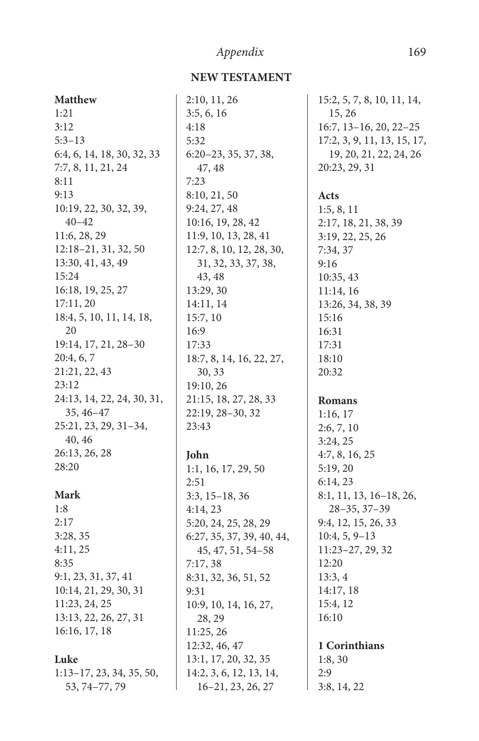## NEW TESTAMENT

**Matthew**
1:21
3:12
5:3–13
6:4, 6, 14, 18, 30, 32, 33
7:7, 8, 11, 21, 24
8:11
9:13
10:19, 22, 30, 32, 39, 40–42
11:6, 28, 29
12:18–21, 31, 32, 50
13:30, 41, 43, 49
15:24
16:18, 19, 25, 27
17:11, 20
18:4, 5, 10, 11, 14, 18, 20
19:14, 17, 21, 28–30
20:4, 6, 7
21:21, 22, 43
23:12
24:13, 14, 22, 24, 30, 31, 35, 46–47
25:21, 23, 29, 31–34, 40, 46
26:13, 26, 28
28:20

**Mark**
1:8
2:17
3:28, 35
4:11, 25
8:35
9:1, 23, 31, 37, 41
10:14, 21, 29, 30, 31
11:23, 24, 25
13:13, 22, 26, 27, 31
16:16, 17, 18

**Luke**
1:13–17, 23, 34, 35, 50, 53, 74–77, 79
2:10, 11, 26
3:5, 6, 16
4:18
5:32
6:20–23, 35, 37, 38, 47, 48
7:23
8:10, 21, 50
9:24, 27, 48
10:16, 19, 28, 42
11:9, 10, 13, 28, 41
12:7, 8, 10, 12, 28, 30, 31, 32, 33, 37, 38, 43, 48
13:29, 30
14:11, 14
15:7, 10
16:9
17:33
18:7, 8, 14, 16, 22, 27, 30, 33
19:10, 26
21:15, 18, 27, 28, 33
22:19, 28–30, 32
23:43

**John**
1:1, 16, 17, 29, 50
2:51
3:3, 15–18, 36
4:14, 23
5:20, 24, 25, 28, 29
6:27, 35, 37, 39, 40, 44, 45, 47, 51, 54–58
7:17, 38
8:31, 32, 36, 51, 52
9:31
10:9, 10, 14, 16, 27, 28, 29
11:25, 26
12:32, 46, 47
13:1, 17, 20, 32, 35
14:2, 3, 6, 12, 13, 14, 16–21, 23, 26, 27
15:2, 5, 7, 8, 10, 11, 14, 15, 26
16:7, 13–16, 20, 22–25
17:2, 3, 9, 11, 13, 15, 17, 19, 20, 21, 22, 24, 26
20:23, 29, 31

**Acts**
1:5, 8, 11
2:17, 18, 21, 38, 39
3:19, 22, 25, 26
7:34, 37
9:16
10:35, 43
11:14, 16
13:26, 34, 38, 39
15:16
16:31
17:31
18:10
20:32

**Romans**
1:16, 17
2:6, 7, 10
3:24, 25
4:7, 8, 16, 25
5:19, 20
6:14, 23
8:1, 11, 13, 16–18, 26, 28–35, 37–39
9:4, 12, 15, 26, 33
10:4, 5, 9–13
11:23–27, 29, 32
12:20
13:3, 4
14:17, 18
15:4, 12
16:10

**1 Corinthians**
1:8, 30
2:9
3:8, 14, 22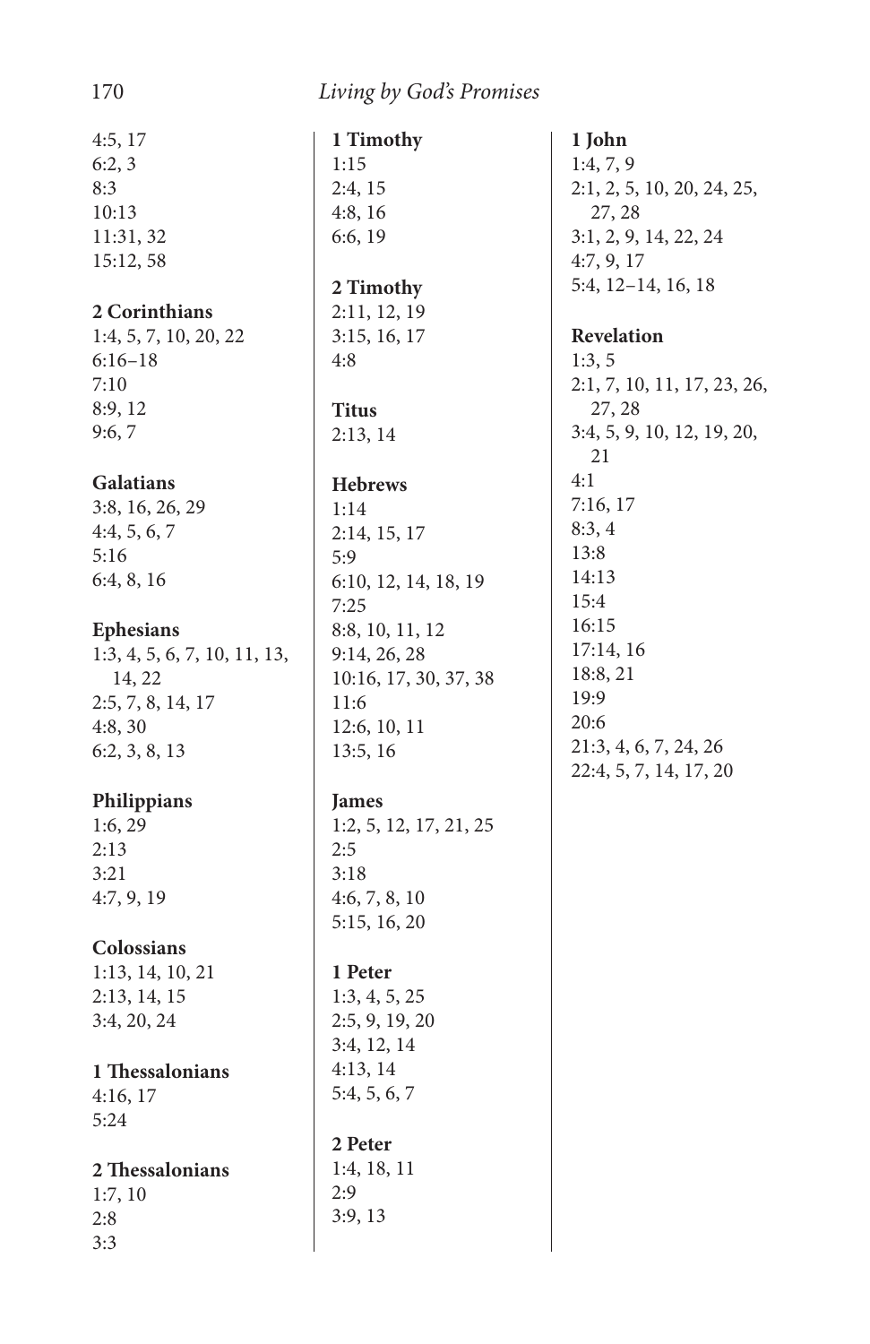4:5, 17
6:2, 3
8:3
10:13
11:31, 32
15:12, 58

**2 Corinthians**
1:4, 5, 7, 10, 20, 22
6:16–18
7:10
8:9, 12
9:6, 7

**Galatians**
3:8, 16, 26, 29
4:4, 5, 6, 7
5:16
6:4, 8, 16

**Ephesians**
1:3, 4, 5, 6, 7, 10, 11, 13, 14, 22
2:5, 7, 8, 14, 17
4:8, 30
6:2, 3, 8, 13

**Philippians**
1:6, 29
2:13
3:21
4:7, 9, 19

**Colossians**
1:13, 14, 10, 21
2:13, 14, 15
3:4, 20, 24

**1 Thessalonians**
4:16, 17
5:24

**2 Thessalonians**
1:7, 10
2:8
3:3

**1 Timothy**
1:15
2:4, 15
4:8, 16
6:6, 19

**2 Timothy**
2:11, 12, 19
3:15, 16, 17
4:8

**Titus**
2:13, 14

**Hebrews**
1:14
2:14, 15, 17
5:9
6:10, 12, 14, 18, 19
7:25
8:8, 10, 11, 12
9:14, 26, 28
10:16, 17, 30, 37, 38
11:6
12:6, 10, 11
13:5, 16

**James**
1:2, 5, 12, 17, 21, 25
2:5
3:18
4:6, 7, 8, 10
5:15, 16, 20

**1 Peter**
1:3, 4, 5, 25
2:5, 9, 19, 20
3:4, 12, 14
4:13, 14
5:4, 5, 6, 7

**2 Peter**
1:4, 18, 11
2:9
3:9, 13

**1 John**
1:4, 7, 9
2:1, 2, 5, 10, 20, 24, 25, 27, 28
3:1, 2, 9, 14, 22, 24
4:7, 9, 17
5:4, 12–14, 16, 18

**Revelation**
1:3, 5
2:1, 7, 10, 11, 17, 23, 26, 27, 28
3:4, 5, 9, 10, 12, 19, 20, 21
4:1
7:16, 17
8:3, 4
13:8
14:13
15:4
16:15
17:14, 16
18:8, 21
19:9
20:6
21:3, 4, 6, 7, 24, 26
22:4, 5, 7, 14, 17, 20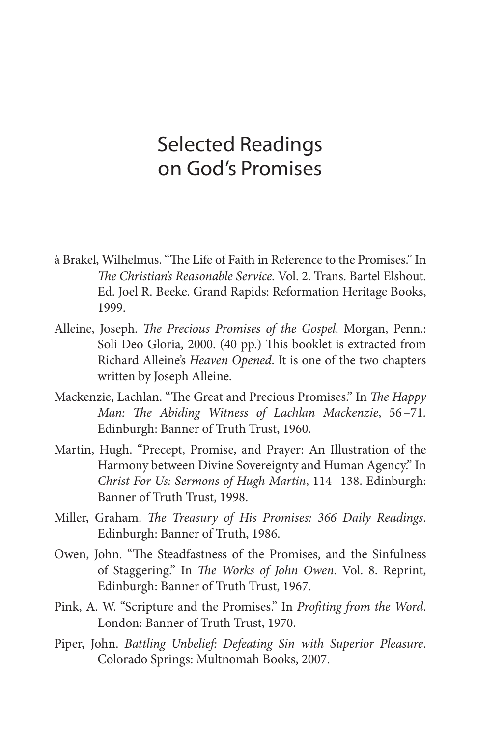# Selected Readings on God's Promises

à Brakel, Wilhelmus. "The Life of Faith in Reference to the Promises." In *The Christian's Reasonable Service.* Vol. 2. Trans. Bartel Elshout. Ed. Joel R. Beeke. Grand Rapids: Reformation Heritage Books, 1999.

Alleine, Joseph. *The Precious Promises of the Gospel*. Morgan, Penn.: Soli Deo Gloria, 2000. (40 pp.) This booklet is extracted from Richard Alleine's *Heaven Opened*. It is one of the two chapters written by Joseph Alleine.

Mackenzie, Lachlan. "The Great and Precious Promises." In *The Happy Man: The Abiding Witness of Lachlan Mackenzie*, 56–71. Edinburgh: Banner of Truth Trust, 1960.

Martin, Hugh. "Precept, Promise, and Prayer: An Illustration of the Harmony between Divine Sovereignty and Human Agency." In *Christ For Us: Sermons of Hugh Martin*, 114–138. Edinburgh: Banner of Truth Trust, 1998.

Miller, Graham. *The Treasury of His Promises: 366 Daily Readings*. Edinburgh: Banner of Truth, 1986.

Owen, John. "The Steadfastness of the Promises, and the Sinfulness of Staggering." In *The Works of John Owen.* Vol. 8. Reprint, Edinburgh: Banner of Truth Trust, 1967.

Pink, A. W. "Scripture and the Promises." In *Profiting from the Word*. London: Banner of Truth Trust, 1970.

Piper, John. *Battling Unbelief: Defeating Sin with Superior Pleasure*. Colorado Springs: Multnomah Books, 2007.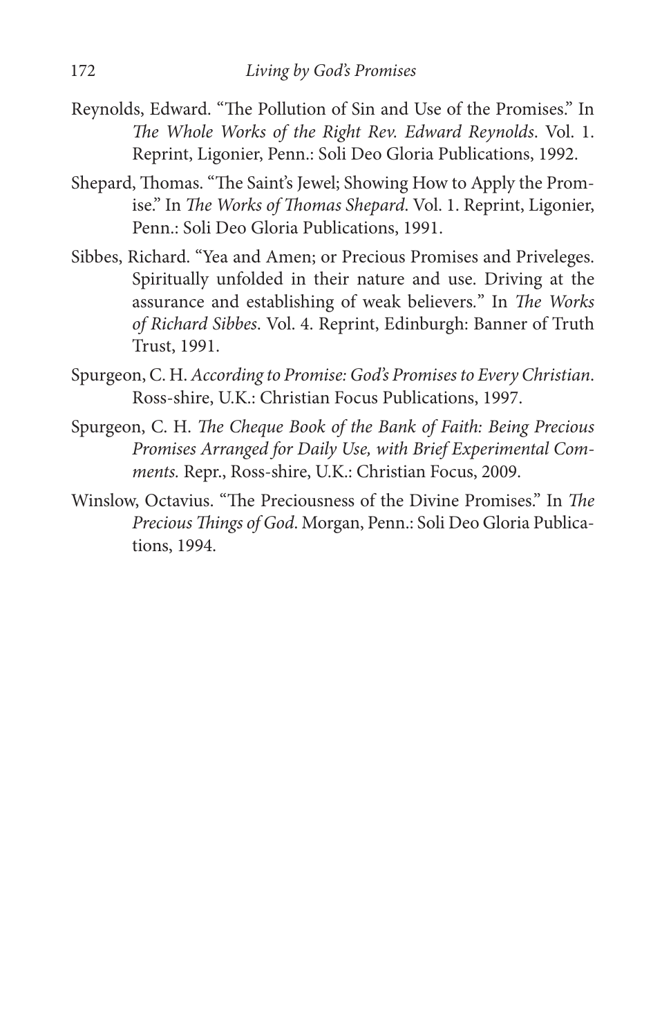Reynolds, Edward. "The Pollution of Sin and Use of the Promises." In *The Whole Works of the Right Rev. Edward Reynolds*. Vol. 1. Reprint, Ligonier, Penn.: Soli Deo Gloria Publications, 1992.

Shepard, Thomas. "The Saint's Jewel; Showing How to Apply the Promise." In *The Works of Thomas Shepard*. Vol. 1. Reprint, Ligonier, Penn.: Soli Deo Gloria Publications, 1991.

Sibbes, Richard. "Yea and Amen; or Precious Promises and Priveleges. Spiritually unfolded in their nature and use. Driving at the assurance and establishing of weak believers." In *The Works of Richard Sibbes*. Vol. 4. Reprint, Edinburgh: Banner of Truth Trust, 1991.

Spurgeon, C. H. *According to Promise: God's Promises to Every Christian*. Ross-shire, U.K.: Christian Focus Publications, 1997.

Spurgeon, C. H. *The Cheque Book of the Bank of Faith: Being Precious Promises Arranged for Daily Use, with Brief Experimental Comments.* Repr., Ross-shire, U.K.: Christian Focus, 2009.

Winslow, Octavius. "The Preciousness of the Divine Promises." In *The Precious Things of God*. Morgan, Penn.: Soli Deo Gloria Publications, 1994.